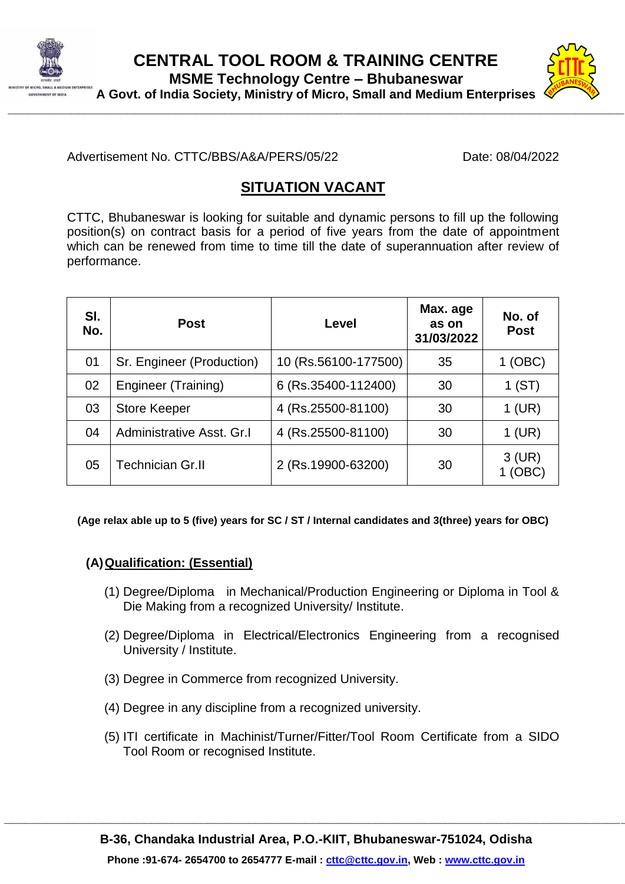# CENTRAL TOOL ROOM & TRAINING CENTRE

**MSME Technology Centre – Bhubaneswar**

**A Govt. of India Society, Ministry of Micro, Small and Medium Enterprises**

Advertisement No. CTTC/BBS/A&A/PERS/05/22 Date: 08/04/2022

## SITUATION VACANT

CTTC, Bhubaneswar is looking for suitable and dynamic persons to fill up the following position(s) on contract basis for a period of five years from the date of appointment which can be renewed from time to time till the date of superannuation after review of performance.

| Sl. No. | Post | Level | Max. age as on 31/03/2022 | No. of Post |
|---|---|---|---|---|
| 01 | Sr. Engineer (Production) | 10 (Rs.56100-177500) | 35 | 1 (OBC) |
| 02 | Engineer (Training) | 6 (Rs.35400-112400) | 30 | 1 (ST) |
| 03 | Store Keeper | 4 (Rs.25500-81100) | 30 | 1 (UR) |
| 04 | Administrative Asst. Gr.I | 4 (Rs.25500-81100) | 30 | 1 (UR) |
| 05 | Technician Gr.II | 2 (Rs.19900-63200) | 30 | 3 (UR) 1 (OBC) |

**(Age relax able up to 5 (five) years for SC / ST / Internal candidates and 3(three) years for OBC)**

### (A) Qualification: (Essential)

(1) Degree/Diploma in Mechanical/Production Engineering or Diploma in Tool & Die Making from a recognized University/ Institute.

(2) Degree/Diploma in Electrical/Electronics Engineering from a recognised University / Institute.

(3) Degree in Commerce from recognized University.

(4) Degree in any discipline from a recognized university.

(5) ITI certificate in Machinist/Turner/Fitter/Tool Room Certificate from a SIDO Tool Room or recognised Institute.

**B-36, Chandaka Industrial Area, P.O.-KIIT, Bhubaneswar-751024, Odisha**

**Phone :91-674- 2654700 to 2654777 E-mail : cttc@cttc.gov.in, Web : www.cttc.gov.in**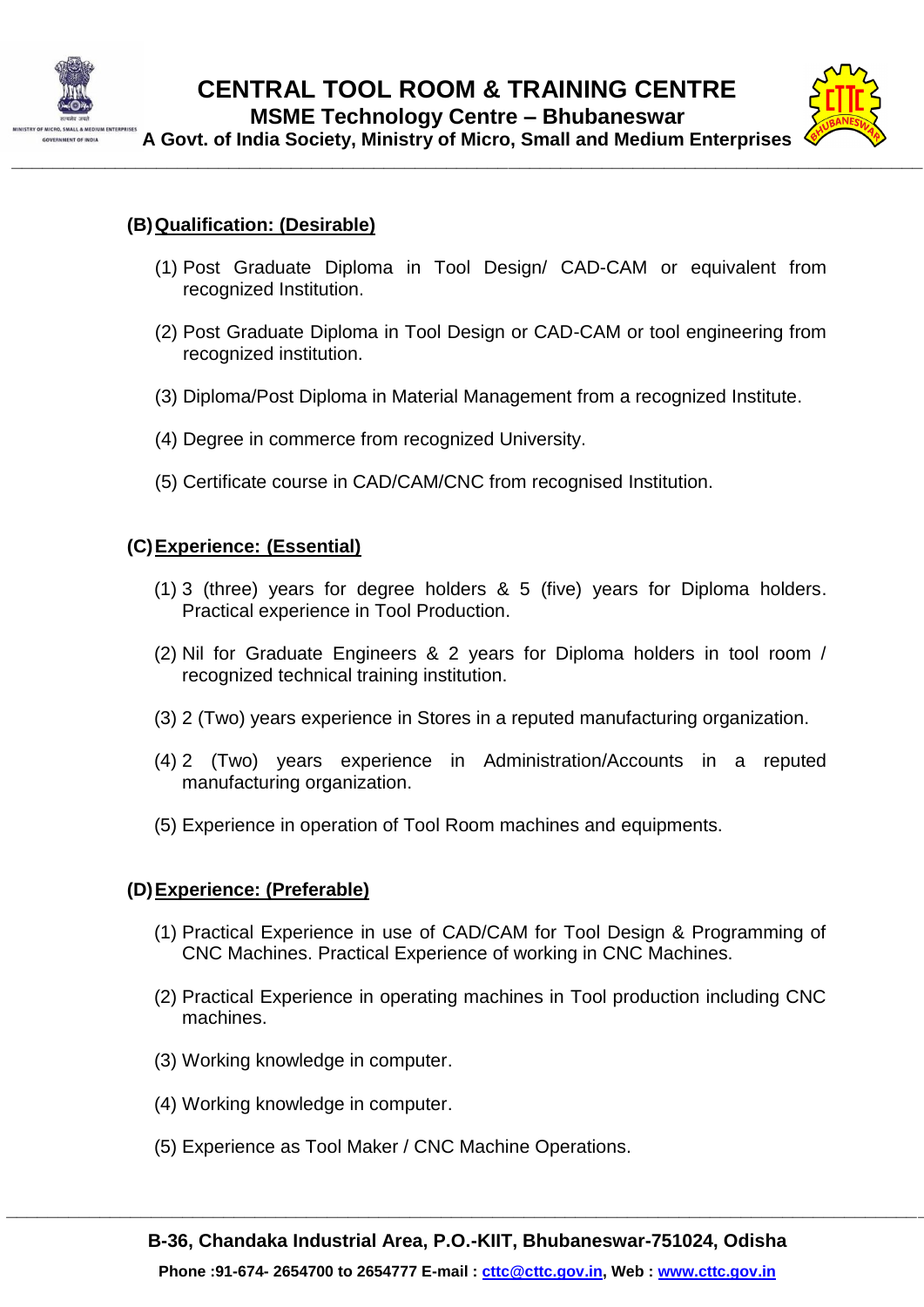**(B) Qualification: (Desirable)**

(1) Post Graduate Diploma in Tool Design/ CAD-CAM or equivalent from recognized Institution.

(2) Post Graduate Diploma in Tool Design or CAD-CAM or tool engineering from recognized institution.

(3) Diploma/Post Diploma in Material Management from a recognized Institute.

(4) Degree in commerce from recognized University.

(5) Certificate course in CAD/CAM/CNC from recognised Institution.

**(C) Experience: (Essential)**

(1) 3 (three) years for degree holders & 5 (five) years for Diploma holders. Practical experience in Tool Production.

(2) Nil for Graduate Engineers & 2 years for Diploma holders in tool room / recognized technical training institution.

(3) 2 (Two) years experience in Stores in a reputed manufacturing organization.

(4) 2 (Two) years experience in Administration/Accounts in a reputed manufacturing organization.

(5) Experience in operation of Tool Room machines and equipments.

**(D) Experience: (Preferable)**

(1) Practical Experience in use of CAD/CAM for Tool Design & Programming of CNC Machines. Practical Experience of working in CNC Machines.

(2) Practical Experience in operating machines in Tool production including CNC machines.

(3) Working knowledge in computer.

(4) Working knowledge in computer.

(5) Experience as Tool Maker / CNC Machine Operations.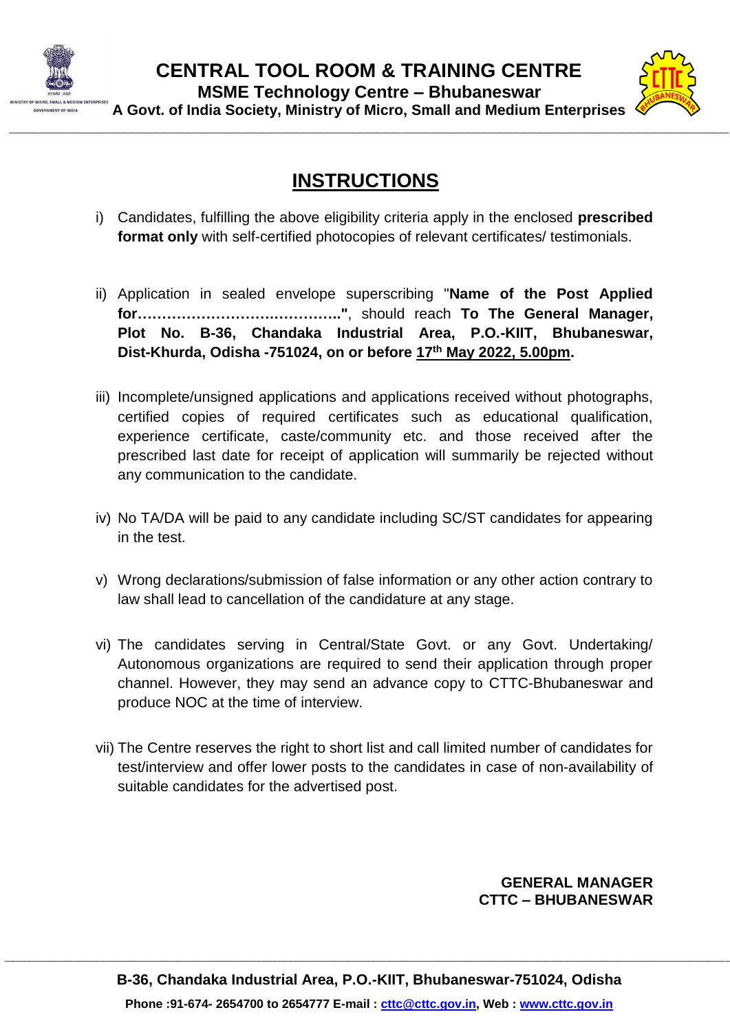# INSTRUCTIONS

i) Candidates, fulfilling the above eligibility criteria apply in the enclosed **prescribed format only** with self-certified photocopies of relevant certificates/ testimonials.

ii) Application in sealed envelope superscribing "**Name of the Post Applied for……………………….…………..**", should reach **To The General Manager, Plot No. B-36, Chandaka Industrial Area, P.O.-KIIT, Bhubaneswar, Dist-Khurda, Odisha -751024, on or before 17th May 2022, 5.00pm.**

iii) Incomplete/unsigned applications and applications received without photographs, certified copies of required certificates such as educational qualification, experience certificate, caste/community etc. and those received after the prescribed last date for receipt of application will summarily be rejected without any communication to the candidate.

iv) No TA/DA will be paid to any candidate including SC/ST candidates for appearing in the test.

v) Wrong declarations/submission of false information or any other action contrary to law shall lead to cancellation of the candidature at any stage.

vi) The candidates serving in Central/State Govt. or any Govt. Undertaking/ Autonomous organizations are required to send their application through proper channel. However, they may send an advance copy to CTTC-Bhubaneswar and produce NOC at the time of interview.

vii) The Centre reserves the right to short list and call limited number of candidates for test/interview and offer lower posts to the candidates in case of non-availability of suitable candidates for the advertised post.

**GENERAL MANAGER**
**CTTC – BHUBANESWAR**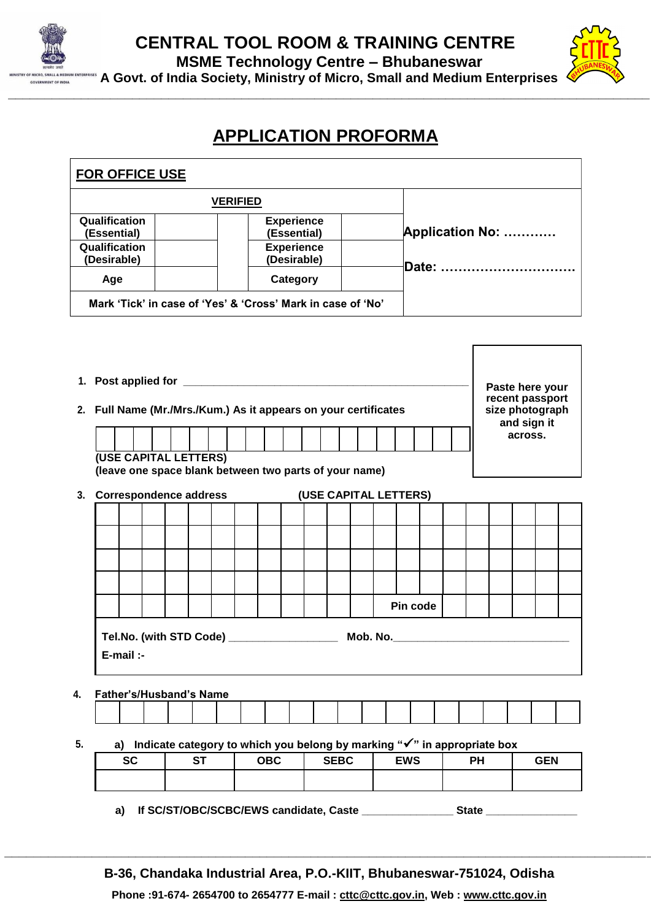# CENTRAL TOOL ROOM & TRAINING CENTRE

## MSME Technology Centre – Bhubaneswar

**A Govt. of India Society, Ministry of Micro, Small and Medium Enterprises**

# APPLICATION PROFORMA

**FOR OFFICE USE**

| VERIFIED | | | | | Application No: ………… |
|---|---|---|---|---|---|
| Qualification (Essential) | | | Experience (Essential) | | |
| Qualification (Desirable) | | | Experience (Desirable) | | Date: ………………………… |
| Age | | | Category | | |
| Mark 'Tick' in case of 'Yes' & 'Cross' Mark in case of 'No' | | | | | |

Paste here your recent passport size photograph and sign it across.

1. **Post applied for** ____________________________________________

2. **Full Name (Mr./Mrs./Kum.) As it appears on your certificates**

| | | | | | | | | | | | | | | | | | | | |
|---|---|---|---|---|---|---|---|---|---|---|---|---|---|---|---|---|---|---|---|

**(USE CAPITAL LETTERS)**
**(leave one space blank between two parts of your name)**

3. **Correspondence address** **(USE CAPITAL LETTERS)**

| | | | | | | | | | | | | | | | | | | | | |
|---|---|---|---|---|---|---|---|---|---|---|---|---|---|---|---|---|---|---|---|---|
| | | | | | | | | | | | | | | | | | | | | |
| | | | | | | | | | | | | | | | | | | | | |
| | | | | | | | | | | | | | | | | | | | | |
| | | | | | | | | | | | | | Pin code | | | | | | | |

**Tel.No. (with STD Code)** __________________ **Mob. No.**______________________________

**E-mail :-**

4. **Father's/Husband's Name**

| | | | | | | | | | | | | | | | | | | | |
|---|---|---|---|---|---|---|---|---|---|---|---|---|---|---|---|---|---|---|---|

5. a) **Indicate category to which you belong by marking "✓" in appropriate box**

| SC | ST | OBC | SEBC | EWS | PH | GEN |
|---|---|---|---|---|---|---|
| | | | | | | |

a) **If SC/ST/OBC/SCBC/EWS candidate, Caste** _______________ **State** _______________

**B-36, Chandaka Industrial Area, P.O.-KIIT, Bhubaneswar-751024, Odisha**

**Phone :91-674- 2654700 to 2654777 E-mail : cttc@cttc.gov.in, Web : www.cttc.gov.in**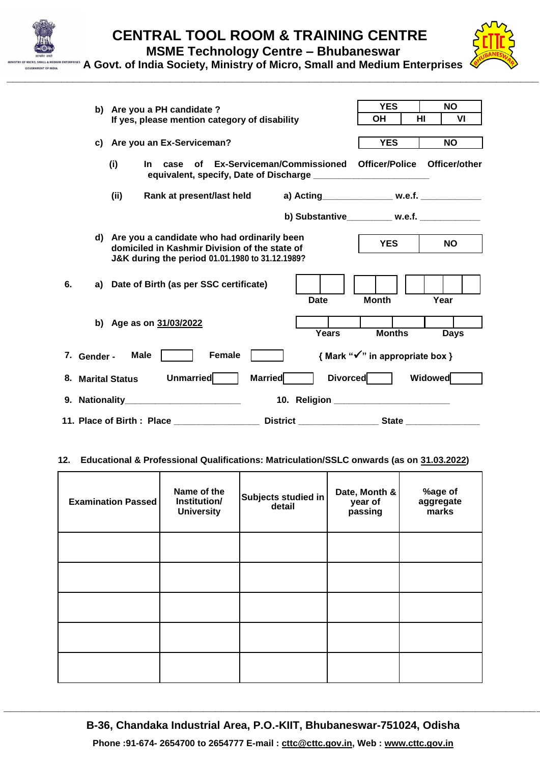# CENTRAL TOOL ROOM & TRAINING CENTRE

## MSME Technology Centre – Bhubaneswar

**A Govt. of India Society, Ministry of Micro, Small and Medium Enterprises**

b) **Are you a PH candidate ?**
**If yes, please mention category of disability**

| YES | | NO |
|---|---|---|
| OH | HI | VI |

c) **Are you an Ex-Serviceman?** | YES | NO |

(i) **In case of Ex-Serviceman/Commissioned Officer/Police Officer/other equivalent, specify, Date of Discharge** _______________________

(ii) **Rank at present/last held** a) Acting______________ w.e.f. ____________

b) Substantive_________ w.e.f. ____________

d) **Are you a candidate who had ordinarily been domiciled in Kashmir Division of the state of J&K during the period 01.01.1980 to 31.12.1989?** | YES | NO |

6. a) **Date of Birth (as per SSC certificate)**

| Date | Month | Year |
|---|---|---|
| | | |

b) **Age as on 31/03/2022**

| Years | Months | Days |
|---|---|---|
| | | |

7. **Gender -** Male [ ] Female [ ] { Mark "✓" in appropriate box }

8. **Marital Status** Unmarried [ ] Married [ ] Divorced [ ] Widowed [ ]

9. **Nationality**_______________________ 10. **Religion** _______________________

11. **Place of Birth : Place** ________________ **District** ________________ **State** ______________

12. **Educational & Professional Qualifications: Matriculation/SSLC onwards (as on 31.03.2022)**

| Examination Passed | Name of the Institution/ University | Subjects studied in detail | Date, Month & year of passing | %age of aggregate marks |
|---|---|---|---|---|
| | | | | |
| | | | | |
| | | | | |
| | | | | |
| | | | | |

**B-36, Chandaka Industrial Area, P.O.-KIIT, Bhubaneswar-751024, Odisha**

**Phone :91-674- 2654700 to 2654777 E-mail : cttc@cttc.gov.in, Web : www.cttc.gov.in**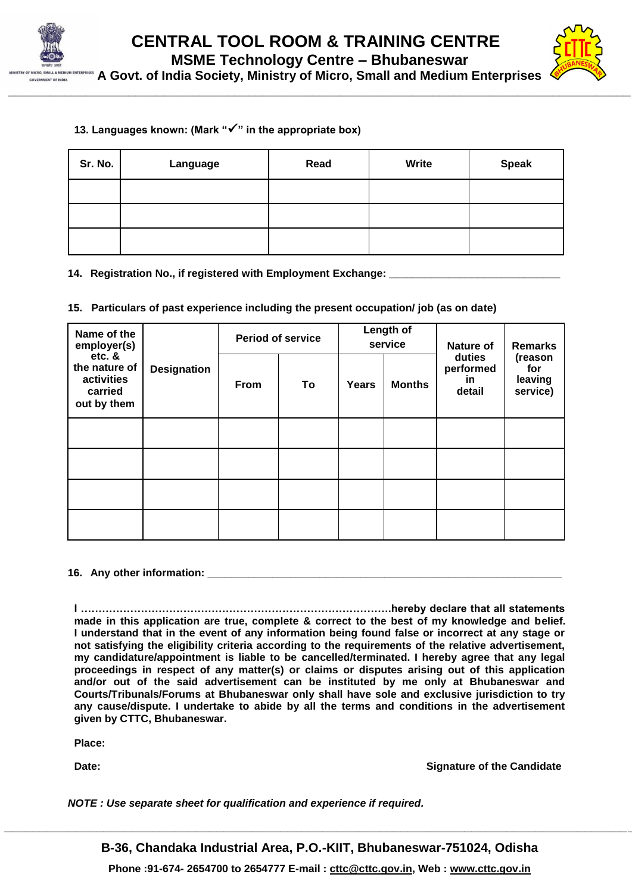**13. Languages known: (Mark "✓" in the appropriate box)**

| Sr. No. | Language | Read | Write | Speak |
|---|---|---|---|---|
| | | | | |
| | | | | |
| | | | | |

**14. Registration No., if registered with Employment Exchange: ______________________________**

**15. Particulars of past experience including the present occupation/ job (as on date)**

| Name of the employer(s) etc. & the nature of activities carried out by them | Designation | Period of service | | Length of service | | Nature of duties performed in detail | Remarks (reason for leaving service) |
|---|---|---|---|---|---|---|---|
| | | From | To | Years | Months | | |
| | | | | | | | |
| | | | | | | | |
| | | | | | | | |
| | | | | | | | |

**16. Any other information: ________________________________________________________________**

**I ………………………………………………………………………….hereby declare that all statements made in this application are true, complete & correct to the best of my knowledge and belief. I understand that in the event of any information being found false or incorrect at any stage or not satisfying the eligibility criteria according to the requirements of the relative advertisement, my candidature/appointment is liable to be cancelled/terminated. I hereby agree that any legal proceedings in respect of any matter(s) or claims or disputes arising out of this application and/or out of the said advertisement can be instituted by me only at Bhubaneswar and Courts/Tribunals/Forums at Bhubaneswar only shall have sole and exclusive jurisdiction to try any cause/dispute. I undertake to abide by all the terms and conditions in the advertisement given by CTTC, Bhubaneswar.**

**Place:**

**Date:** **Signature of the Candidate**

***NOTE : Use separate sheet for qualification and experience if required.***